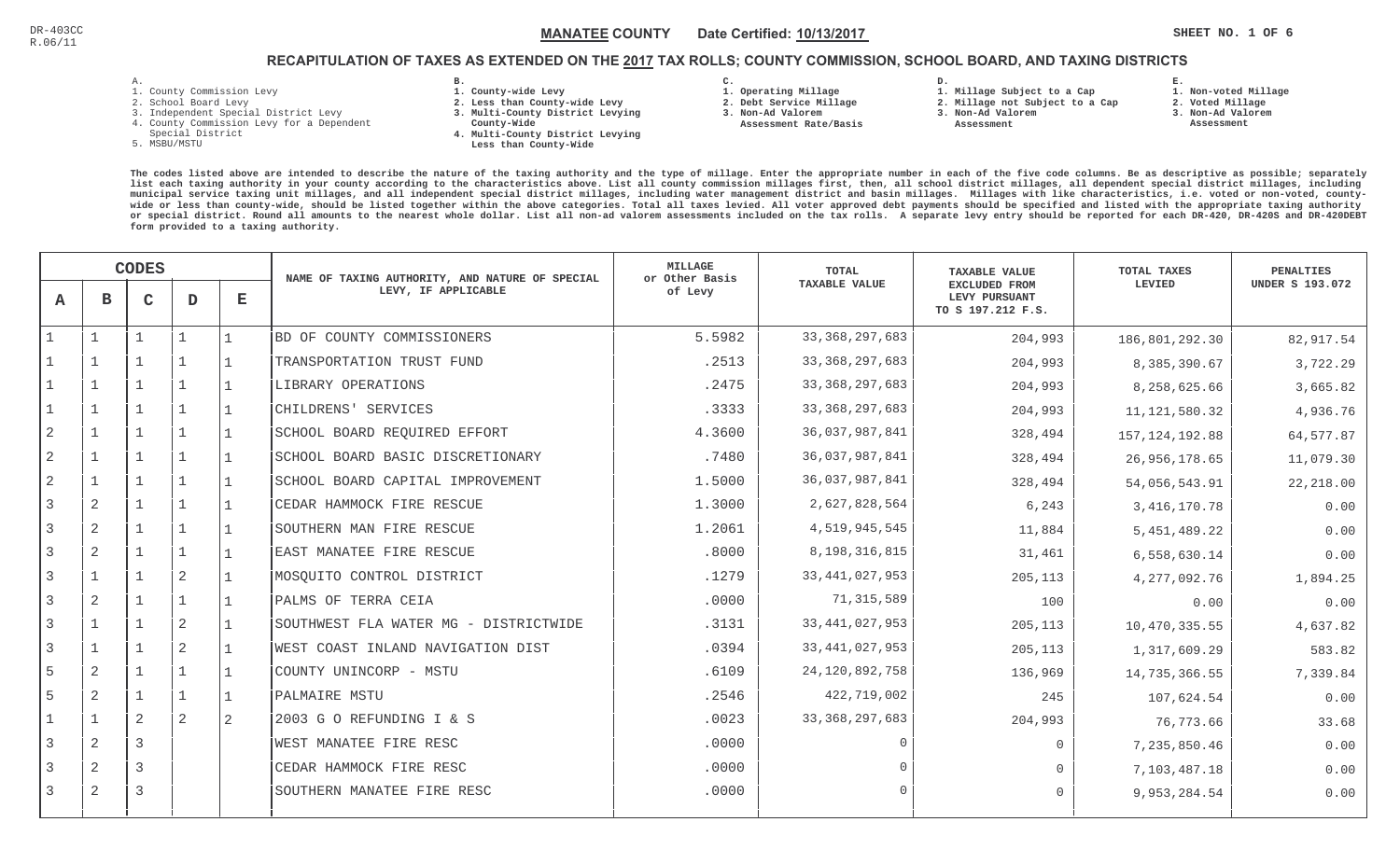DR-403CC
R.06/11

**MANATEE COUNTY** Date Certified: **10/13/2017**

## RECAPITULATION OF TAXES AS EXTENDED ON THE 2017 TAX ROLLS; COUNTY COMMISSION, SCHOOL BOARD, AND TAXING DISTRICTS

A.
1. County Commission Levy
2. School Board Levy
3. Independent Special District Levy
4. County Commission Levy for a Dependent Special District
5. MSBU/MSTU

B.
1. County-wide Levy
2. Less than County-wide Levy
3. Multi-County District Levying County-Wide
4. Multi-County District Levying Less than County-Wide

C.
1. Operating Millage
2. Debt Service Millage
3. Non-Ad Valorem Assessment Rate/Basis

D.
1. Millage Subject to a Cap
2. Millage not Subject to a Cap
3. Non-Ad Valorem Assessment

E.
1. Non-voted Millage
2. Voted Millage
3. Non-Ad Valorem Assessment

The codes listed above are intended to describe the nature of the taxing authority and the type of millage. Enter the appropriate number in each of the five code columns. Be as descriptive as possible; separately list each taxing authority in your county according to the characteristics above. List all county commission millages first, then, all school district millages, all dependent special district millages, including municipal service taxing unit millages, and all independent special district millages, including water management district and basin millages. Millages with like characteristics, i.e. voted or non-voted, county-wide or less than county-wide, should be listed together within the above categories. Total all taxes levied. All voter approved debt payments should be specified and listed with the appropriate taxing authority or special district. Round all amounts to the nearest whole dollar. List all non-ad valorem assessments included on the tax rolls. A separate levy entry should be reported for each DR-420, DR-420S and DR-420DEBT form provided to a taxing authority.

| CODES | | | | | NAME OF TAXING AUTHORITY, AND NATURE OF SPECIAL LEVY, IF APPLICABLE | MILLAGE or Other Basis of Levy | TOTAL TAXABLE VALUE | TAXABLE VALUE EXCLUDED FROM LEVY PURSUANT TO S 197.212 F.S. | TOTAL TAXES LEVIED | PENALTIES UNDER S 193.072 |
|---|---|---|---|---|---|---|---|---|---|---|
| A | B | C | D | E | | | | | | |
| 1 | 1 | 1 | 1 | 1 | BD OF COUNTY COMMISSIONERS | 5.5982 | 33,368,297,683 | 204,993 | 186,801,292.30 | 82,917.54 |
| 1 | 1 | 1 | 1 | 1 | TRANSPORTATION TRUST FUND | .2513 | 33,368,297,683 | 204,993 | 8,385,390.67 | 3,722.29 |
| 1 | 1 | 1 | 1 | 1 | LIBRARY OPERATIONS | .2475 | 33,368,297,683 | 204,993 | 8,258,625.66 | 3,665.82 |
| 1 | 1 | 1 | 1 | 1 | CHILDRENS' SERVICES | .3333 | 33,368,297,683 | 204,993 | 11,121,580.32 | 4,936.76 |
| 2 | 1 | 1 | 1 | 1 | SCHOOL BOARD REQUIRED EFFORT | 4.3600 | 36,037,987,841 | 328,494 | 157,124,192.88 | 64,577.87 |
| 2 | 1 | 1 | 1 | 1 | SCHOOL BOARD BASIC DISCRETIONARY | .7480 | 36,037,987,841 | 328,494 | 26,956,178.65 | 11,079.30 |
| 2 | 1 | 1 | 1 | 1 | SCHOOL BOARD CAPITAL IMPROVEMENT | 1.5000 | 36,037,987,841 | 328,494 | 54,056,543.91 | 22,218.00 |
| 3 | 2 | 1 | 1 | 1 | CEDAR HAMMOCK FIRE RESCUE | 1.3000 | 2,627,828,564 | 6,243 | 3,416,170.78 | 0.00 |
| 3 | 2 | 1 | 1 | 1 | SOUTHERN MAN FIRE RESCUE | 1.2061 | 4,519,945,545 | 11,884 | 5,451,489.22 | 0.00 |
| 3 | 2 | 1 | 1 | 1 | EAST MANATEE FIRE RESCUE | .8000 | 8,198,316,815 | 31,461 | 6,558,630.14 | 0.00 |
| 3 | 1 | 1 | 2 | 1 | MOSQUITO CONTROL DISTRICT | .1279 | 33,441,027,953 | 205,113 | 4,277,092.76 | 1,894.25 |
| 3 | 2 | 1 | 1 | 1 | PALMS OF TERRA CEIA | .0000 | 71,315,589 | 100 | 0.00 | 0.00 |
| 3 | 1 | 1 | 2 | 1 | SOUTHWEST FLA WATER MG - DISTRICTWIDE | .3131 | 33,441,027,953 | 205,113 | 10,470,335.55 | 4,637.82 |
| 3 | 1 | 1 | 2 | 1 | WEST COAST INLAND NAVIGATION DIST | .0394 | 33,441,027,953 | 205,113 | 1,317,609.29 | 583.82 |
| 5 | 2 | 1 | 1 | 1 | COUNTY UNINCORP - MSTU | .6109 | 24,120,892,758 | 136,969 | 14,735,366.55 | 7,339.84 |
| 5 | 2 | 1 | 1 | 1 | PALMAIRE MSTU | .2546 | 422,719,002 | 245 | 107,624.54 | 0.00 |
| 1 | 1 | 2 | 2 | 2 | 2003 G O REFUNDING I & S | .0023 | 33,368,297,683 | 204,993 | 76,773.66 | 33.68 |
| 3 | 2 | 3 | | | WEST MANATEE FIRE RESC | .0000 | 0 | 0 | 7,235,850.46 | 0.00 |
| 3 | 2 | 3 | | | CEDAR HAMMOCK FIRE RESC | .0000 | 0 | 0 | 7,103,487.18 | 0.00 |
| 3 | 2 | 3 | | | SOUTHERN MANATEE FIRE RESC | .0000 | 0 | 0 | 9,953,284.54 | 0.00 |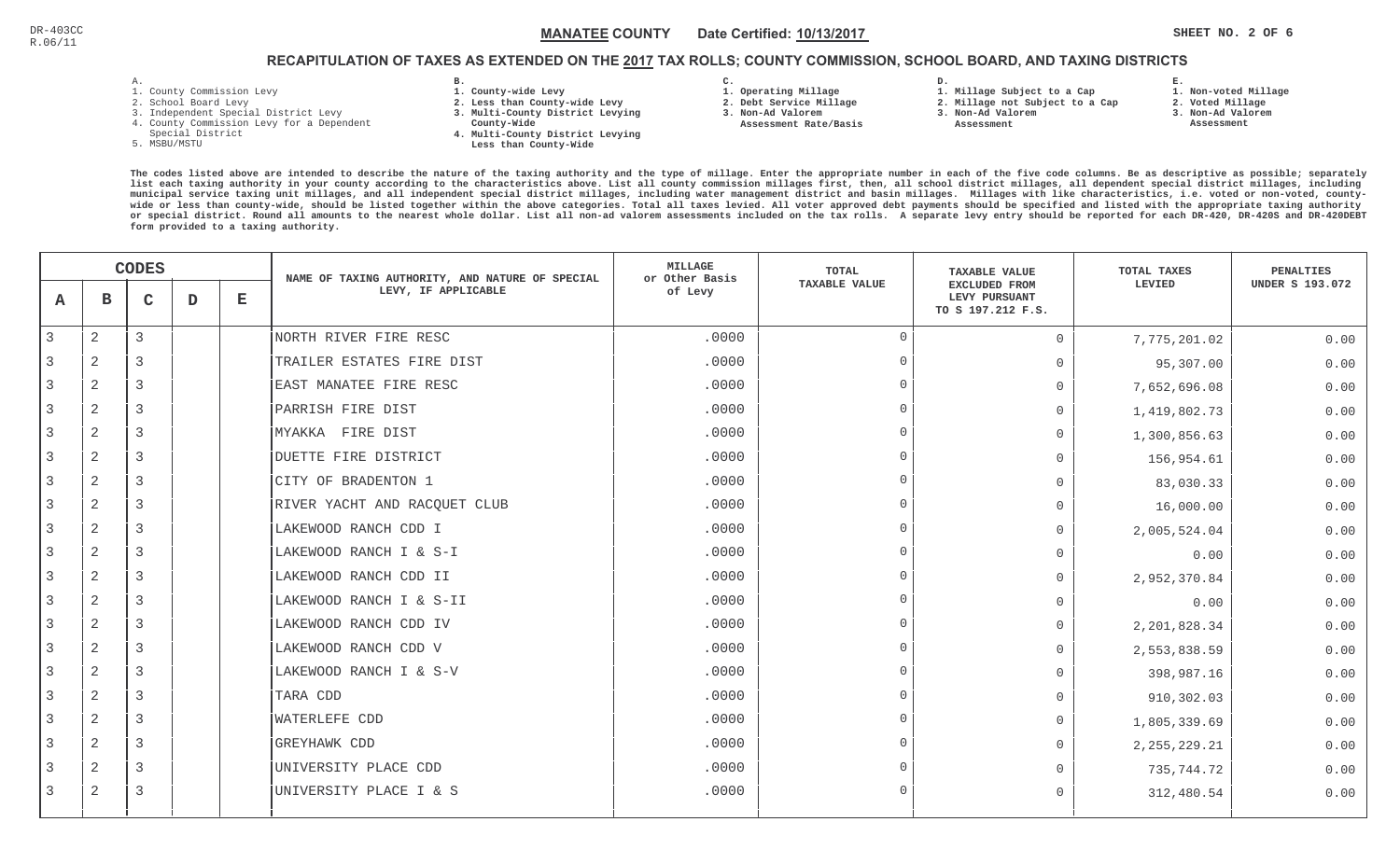DR-403CC
R.06/11

**MANATEE COUNTY** Date Certified: **10/13/2017**

## RECAPITULATION OF TAXES AS EXTENDED ON THE 2017 TAX ROLLS; COUNTY COMMISSION, SCHOOL BOARD, AND TAXING DISTRICTS

**A.**
1. County Commission Levy
2. School Board Levy
3. Independent Special District Levy
4. County Commission Levy for a Dependent Special District
5. MSBU/MSTU

**B.**
1. County-wide Levy
2. Less than County-wide Levy
3. Multi-County District Levying County-Wide
4. Multi-County District Levying Less than County-Wide

**C.**
1. Operating Millage
2. Debt Service Millage
3. Non-Ad Valorem Assessment Rate/Basis

**D.**
1. Millage Subject to a Cap
2. Millage not Subject to a Cap
3. Non-Ad Valorem Assessment

**E.**
1. Non-voted Millage
2. Voted Millage
3. Non-Ad Valorem Assessment

The codes listed above are intended to describe the nature of the taxing authority and the type of millage. Enter the appropriate number in each of the five code columns. Be as descriptive as possible; separately list each taxing authority in your county according to the characteristics above. List all county commission millages first, then, all school district millages, all dependent special district millages, including municipal service taxing unit millages, and all independent special district millages, including water management district and basin millages. Millages with like characteristics, i.e. voted or non-voted, county-wide or less than county-wide, should be listed together within the above categories. Total all taxes levied. All voter approved debt payments should be specified and listed with the appropriate taxing authority or special district. Round all amounts to the nearest whole dollar. List all non-ad valorem assessments included on the tax rolls. A separate levy entry should be reported for each DR-420, DR-420S and DR-420DEBT form provided to a taxing authority.

| A | B | C | D | E | NAME OF TAXING AUTHORITY, AND NATURE OF SPECIAL LEVY, IF APPLICABLE | MILLAGE or Other Basis of Levy | TOTAL TAXABLE VALUE | TAXABLE VALUE EXCLUDED FROM LEVY PURSUANT TO S 197.212 F.S. | TOTAL TAXES LEVIED | PENALTIES UNDER S 193.072 |
|---|---|---|---|---|---|---|---|---|---|---|
| 3 | 2 | 3 | | | NORTH RIVER FIRE RESC | .0000 | 0 | 0 | 7,775,201.02 | 0.00 |
| 3 | 2 | 3 | | | TRAILER ESTATES FIRE DIST | .0000 | 0 | 0 | 95,307.00 | 0.00 |
| 3 | 2 | 3 | | | EAST MANATEE FIRE RESC | .0000 | 0 | 0 | 7,652,696.08 | 0.00 |
| 3 | 2 | 3 | | | PARRISH FIRE DIST | .0000 | 0 | 0 | 1,419,802.73 | 0.00 |
| 3 | 2 | 3 | | | MYAKKA FIRE DIST | .0000 | 0 | 0 | 1,300,856.63 | 0.00 |
| 3 | 2 | 3 | | | DUETTE FIRE DISTRICT | .0000 | 0 | 0 | 156,954.61 | 0.00 |
| 3 | 2 | 3 | | | CITY OF BRADENTON 1 | .0000 | 0 | 0 | 83,030.33 | 0.00 |
| 3 | 2 | 3 | | | RIVER YACHT AND RACQUET CLUB | .0000 | 0 | 0 | 16,000.00 | 0.00 |
| 3 | 2 | 3 | | | LAKEWOOD RANCH CDD I | .0000 | 0 | 0 | 2,005,524.04 | 0.00 |
| 3 | 2 | 3 | | | LAKEWOOD RANCH I & S-I | .0000 | 0 | 0 | 0.00 | 0.00 |
| 3 | 2 | 3 | | | LAKEWOOD RANCH CDD II | .0000 | 0 | 0 | 2,952,370.84 | 0.00 |
| 3 | 2 | 3 | | | LAKEWOOD RANCH I & S-II | .0000 | 0 | 0 | 0.00 | 0.00 |
| 3 | 2 | 3 | | | LAKEWOOD RANCH CDD IV | .0000 | 0 | 0 | 2,201,828.34 | 0.00 |
| 3 | 2 | 3 | | | LAKEWOOD RANCH CDD V | .0000 | 0 | 0 | 2,553,838.59 | 0.00 |
| 3 | 2 | 3 | | | LAKEWOOD RANCH I & S-V | .0000 | 0 | 0 | 398,987.16 | 0.00 |
| 3 | 2 | 3 | | | TARA CDD | .0000 | 0 | 0 | 910,302.03 | 0.00 |
| 3 | 2 | 3 | | | WATERLEFE CDD | .0000 | 0 | 0 | 1,805,339.69 | 0.00 |
| 3 | 2 | 3 | | | GREYHAWK CDD | .0000 | 0 | 0 | 2,255,229.21 | 0.00 |
| 3 | 2 | 3 | | | UNIVERSITY PLACE CDD | .0000 | 0 | 0 | 735,744.72 | 0.00 |
| 3 | 2 | 3 | | | UNIVERSITY PLACE I & S | .0000 | 0 | 0 | 312,480.54 | 0.00 |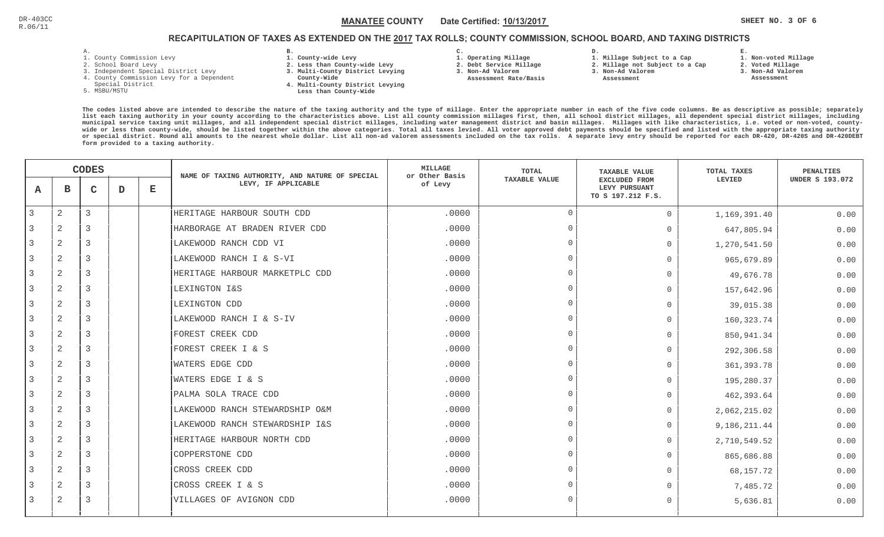DR-403CC
R.06/11

**MANATEE COUNTY** Date Certified: **10/13/2017** SHEET NO. 3 OF 6

## RECAPITULATION OF TAXES AS EXTENDED ON THE 2017 TAX ROLLS; COUNTY COMMISSION, SCHOOL BOARD, AND TAXING DISTRICTS

A.
1. County Commission Levy
2. School Board Levy
3. Independent Special District Levy
4. County Commission Levy for a Dependent Special District
5. MSBU/MSTU

B.
1. County-wide Levy
2. Less than County-wide Levy
3. Multi-County District Levying County-Wide
4. Multi-County District Levying Less than County-Wide

C.
1. Operating Millage
2. Debt Service Millage
3. Non-Ad Valorem Assessment Rate/Basis

D.
1. Millage Subject to a Cap
2. Millage not Subject to a Cap
3. Non-Ad Valorem Assessment

E.
1. Non-voted Millage
2. Voted Millage
3. Non-Ad Valorem Assessment

The codes listed above are intended to describe the nature of the taxing authority and the type of millage. Enter the appropriate number in each of the five code columns. Be as descriptive as possible; separately list each taxing authority in your county according to the characteristics above. List all county commission millages first, then, all school district millages, all dependent special district millages, including municipal service taxing unit millages, and all independent special district millages, including water management district and basin millages. Millages with like characteristics, i.e. voted or non-voted, county-wide or less than county-wide, should be listed together within the above categories. Total all taxes levied. All voter approved debt payments should be specified and listed with the appropriate taxing authority or special district. Round all amounts to the nearest whole dollar. List all non-ad valorem assessments included on the tax rolls. A separate levy entry should be reported for each DR-420, DR-420S and DR-420DEBT form provided to a taxing authority.

| CODES A | B | C | D | E | NAME OF TAXING AUTHORITY, AND NATURE OF SPECIAL LEVY, IF APPLICABLE | MILLAGE or Other Basis of Levy | TOTAL TAXABLE VALUE | TAXABLE VALUE EXCLUDED FROM LEVY PURSUANT TO S 197.212 F.S. | TOTAL TAXES LEVIED | PENALTIES UNDER S 193.072 |
|---|---|---|---|---|---|---|---|---|---|---|
| 3 | 2 | 3 | | | HERITAGE HARBOUR SOUTH CDD | .0000 | 0 | 0 | 1,169,391.40 | 0.00 |
| 3 | 2 | 3 | | | HARBORAGE AT BRADEN RIVER CDD | .0000 | 0 | 0 | 647,805.94 | 0.00 |
| 3 | 2 | 3 | | | LAKEWOOD RANCH CDD VI | .0000 | 0 | 0 | 1,270,541.50 | 0.00 |
| 3 | 2 | 3 | | | LAKEWOOD RANCH I & S-VI | .0000 | 0 | 0 | 965,679.89 | 0.00 |
| 3 | 2 | 3 | | | HERITAGE HARBOUR MARKETPLC CDD | .0000 | 0 | 0 | 49,676.78 | 0.00 |
| 3 | 2 | 3 | | | LEXINGTON I&S | .0000 | 0 | 0 | 157,642.96 | 0.00 |
| 3 | 2 | 3 | | | LEXINGTON CDD | .0000 | 0 | 0 | 39,015.38 | 0.00 |
| 3 | 2 | 3 | | | LAKEWOOD RANCH I & S-IV | .0000 | 0 | 0 | 160,323.74 | 0.00 |
| 3 | 2 | 3 | | | FOREST CREEK CDD | .0000 | 0 | 0 | 850,941.34 | 0.00 |
| 3 | 2 | 3 | | | FOREST CREEK I & S | .0000 | 0 | 0 | 292,306.58 | 0.00 |
| 3 | 2 | 3 | | | WATERS EDGE CDD | .0000 | 0 | 0 | 361,393.78 | 0.00 |
| 3 | 2 | 3 | | | WATERS EDGE I & S | .0000 | 0 | 0 | 195,280.37 | 0.00 |
| 3 | 2 | 3 | | | PALMA SOLA TRACE CDD | .0000 | 0 | 0 | 462,393.64 | 0.00 |
| 3 | 2 | 3 | | | LAKEWOOD RANCH STEWARDSHIP O&M | .0000 | 0 | 0 | 2,062,215.02 | 0.00 |
| 3 | 2 | 3 | | | LAKEWOOD RANCH STEWARDSHIP I&S | .0000 | 0 | 0 | 9,186,211.44 | 0.00 |
| 3 | 2 | 3 | | | HERITAGE HARBOUR NORTH CDD | .0000 | 0 | 0 | 2,710,549.52 | 0.00 |
| 3 | 2 | 3 | | | COPPERSTONE CDD | .0000 | 0 | 0 | 865,686.88 | 0.00 |
| 3 | 2 | 3 | | | CROSS CREEK CDD | .0000 | 0 | 0 | 68,157.72 | 0.00 |
| 3 | 2 | 3 | | | CROSS CREEK I & S | .0000 | 0 | 0 | 7,485.72 | 0.00 |
| 3 | 2 | 3 | | | VILLAGES OF AVIGNON CDD | .0000 | 0 | 0 | 5,636.81 | 0.00 |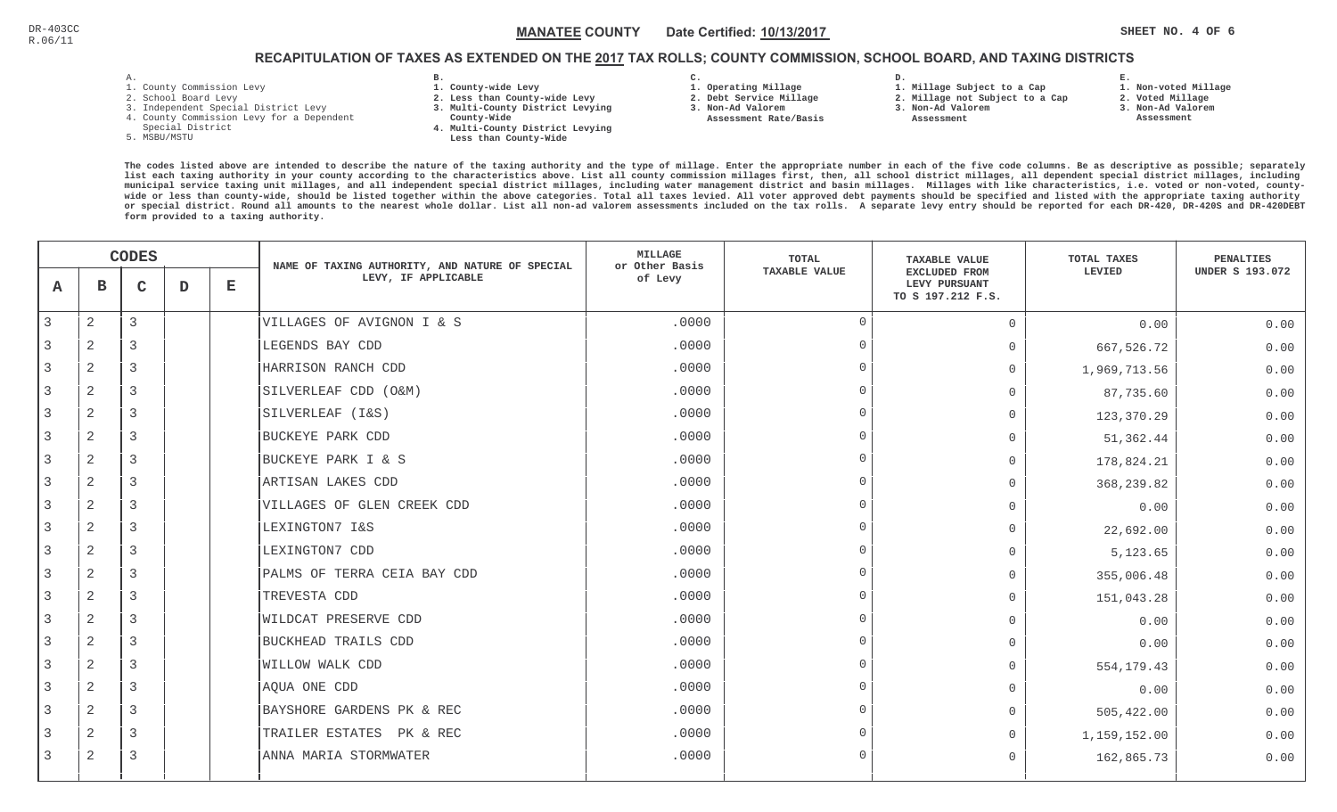DR-403CC
R.06/11

**MANATEE COUNTY** Date Certified: **10/13/2017**

## RECAPITULATION OF TAXES AS EXTENDED ON THE 2017 TAX ROLLS; COUNTY COMMISSION, SCHOOL BOARD, AND TAXING DISTRICTS

A.
1. County Commission Levy
2. School Board Levy
3. Independent Special District Levy
4. County Commission Levy for a Dependent Special District
5. MSBU/MSTU

B.
1. County-wide Levy
2. Less than County-wide Levy
3. Multi-County District Levying County-Wide
4. Multi-County District Levying Less than County-Wide

C.
1. Operating Millage
2. Debt Service Millage
3. Non-Ad Valorem Assessment Rate/Basis

D.
1. Millage Subject to a Cap
2. Millage not Subject to a Cap
3. Non-Ad Valorem Assessment

E.
1. Non-voted Millage
2. Voted Millage
3. Non-Ad Valorem Assessment

The codes listed above are intended to describe the nature of the taxing authority and the type of millage. Enter the appropriate number in each of the five code columns. Be as descriptive as possible; separately list each taxing authority in your county according to the characteristics above. List all county commission millages first, then, all school district millages, all dependent special district millages, including municipal service taxing unit millages, and all independent special district millages, including water management district and basin millages. Millages with like characteristics, i.e. voted or non-voted, county-wide or less than county-wide, should be listed together within the above categories. Total all taxes levied. All voter approved debt payments should be specified and listed with the appropriate taxing authority or special district. Round all amounts to the nearest whole dollar. List all non-ad valorem assessments included on the tax rolls. A separate levy entry should be reported for each DR-420, DR-420S and DR-420DEBT form provided to a taxing authority.

| CODES | | | | | NAME OF TAXING AUTHORITY, AND NATURE OF SPECIAL LEVY, IF APPLICABLE | MILLAGE or Other Basis of Levy | TOTAL TAXABLE VALUE | TAXABLE VALUE EXCLUDED FROM LEVY PURSUANT TO S 197.212 F.S. | TOTAL TAXES LEVIED | PENALTIES UNDER S 193.072 |
|---|---|---|---|---|---|---|---|---|---|---|
| A | B | C | D | E | | | | | | |
| 3 | 2 | 3 | | | VILLAGES OF AVIGNON I & S | .0000 | 0 | 0 | 0.00 | 0.00 |
| 3 | 2 | 3 | | | LEGENDS BAY CDD | .0000 | 0 | 0 | 667,526.72 | 0.00 |
| 3 | 2 | 3 | | | HARRISON RANCH CDD | .0000 | 0 | 0 | 1,969,713.56 | 0.00 |
| 3 | 2 | 3 | | | SILVERLEAF CDD (O&M) | .0000 | 0 | 0 | 87,735.60 | 0.00 |
| 3 | 2 | 3 | | | SILVERLEAF (I&S) | .0000 | 0 | 0 | 123,370.29 | 0.00 |
| 3 | 2 | 3 | | | BUCKEYE PARK CDD | .0000 | 0 | 0 | 51,362.44 | 0.00 |
| 3 | 2 | 3 | | | BUCKEYE PARK I & S | .0000 | 0 | 0 | 178,824.21 | 0.00 |
| 3 | 2 | 3 | | | ARTISAN LAKES CDD | .0000 | 0 | 0 | 368,239.82 | 0.00 |
| 3 | 2 | 3 | | | VILLAGES OF GLEN CREEK CDD | .0000 | 0 | 0 | 0.00 | 0.00 |
| 3 | 2 | 3 | | | LEXINGTON7 I&S | .0000 | 0 | 0 | 22,692.00 | 0.00 |
| 3 | 2 | 3 | | | LEXINGTON7 CDD | .0000 | 0 | 0 | 5,123.65 | 0.00 |
| 3 | 2 | 3 | | | PALMS OF TERRA CEIA BAY CDD | .0000 | 0 | 0 | 355,006.48 | 0.00 |
| 3 | 2 | 3 | | | TREVESTA CDD | .0000 | 0 | 0 | 151,043.28 | 0.00 |
| 3 | 2 | 3 | | | WILDCAT PRESERVE CDD | .0000 | 0 | 0 | 0.00 | 0.00 |
| 3 | 2 | 3 | | | BUCKHEAD TRAILS CDD | .0000 | 0 | 0 | 0.00 | 0.00 |
| 3 | 2 | 3 | | | WILLOW WALK CDD | .0000 | 0 | 0 | 554,179.43 | 0.00 |
| 3 | 2 | 3 | | | AQUA ONE CDD | .0000 | 0 | 0 | 0.00 | 0.00 |
| 3 | 2 | 3 | | | BAYSHORE GARDENS PK & REC | .0000 | 0 | 0 | 505,422.00 | 0.00 |
| 3 | 2 | 3 | | | TRAILER ESTATES PK & REC | .0000 | 0 | 0 | 1,159,152.00 | 0.00 |
| 3 | 2 | 3 | | | ANNA MARIA STORMWATER | .0000 | 0 | 0 | 162,865.73 | 0.00 |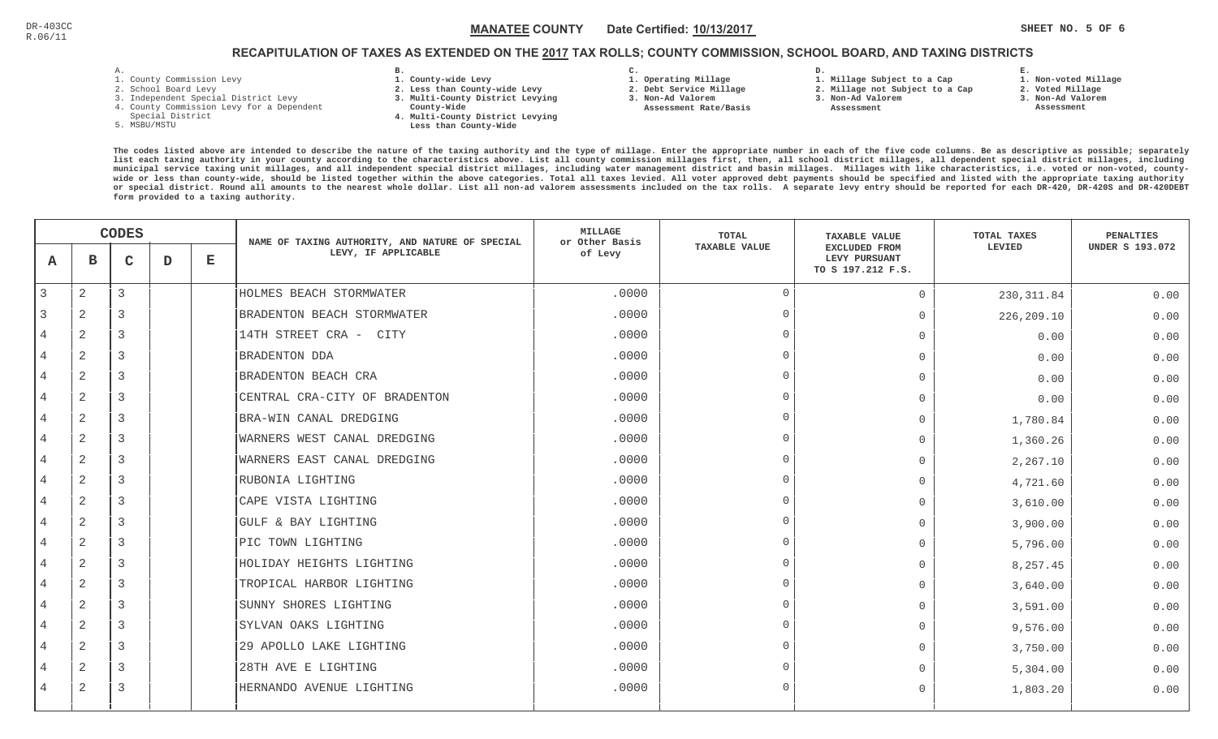DR-403CC
R.06/11

**MANATEE COUNTY** Date Certified: **10/13/2017**

## RECAPITULATION OF TAXES AS EXTENDED ON THE 2017 TAX ROLLS; COUNTY COMMISSION, SCHOOL BOARD, AND TAXING DISTRICTS

A.
1. County Commission Levy
2. School Board Levy
3. Independent Special District Levy
4. County Commission Levy for a Dependent Special District
5. MSBU/MSTU

B.
1. County-wide Levy
2. Less than County-wide Levy
3. Multi-County District Levying County-Wide
4. Multi-County District Levying Less than County-Wide

C.
1. Operating Millage
2. Debt Service Millage
3. Non-Ad Valorem Assessment Rate/Basis

D.
1. Millage Subject to a Cap
2. Millage not Subject to a Cap
3. Non-Ad Valorem Assessment

E.
1. Non-voted Millage
2. Voted Millage
3. Non-Ad Valorem Assessment

The codes listed above are intended to describe the nature of the taxing authority and the type of millage. Enter the appropriate number in each of the five code columns. Be as descriptive as possible; separately list each taxing authority in your county according to the characteristics above. List all county commission millages first, then, all school district millages, all dependent special district millages, including municipal service taxing unit millages, and all independent special district millages, including water management district and basin millages. Millages with like characteristics, i.e. voted or non-voted, county-wide or less than county-wide, should be listed together within the above categories. Total all taxes levied. All voter approved debt payments should be specified and listed with the appropriate taxing authority or special district. Round all amounts to the nearest whole dollar. List all non-ad valorem assessments included on the tax rolls. A separate levy entry should be reported for each DR-420, DR-420S and DR-420DEBT form provided to a taxing authority.

| CODES | | | | | NAME OF TAXING AUTHORITY, AND NATURE OF SPECIAL LEVY, IF APPLICABLE | MILLAGE or Other Basis of Levy | TOTAL TAXABLE VALUE | TAXABLE VALUE EXCLUDED FROM LEVY PURSUANT TO S 197.212 F.S. | TOTAL TAXES LEVIED | PENALTIES UNDER S 193.072 |
|---|---|---|---|---|---|---|---|---|---|---|
| A | B | C | D | E | | | | | | |
| 3 | 2 | 3 | | | HOLMES BEACH STORMWATER | .0000 | 0 | 0 | 230,311.84 | 0.00 |
| 3 | 2 | 3 | | | BRADENTON BEACH STORMWATER | .0000 | 0 | 0 | 226,209.10 | 0.00 |
| 4 | 2 | 3 | | | 14TH STREET CRA - CITY | .0000 | 0 | 0 | 0.00 | 0.00 |
| 4 | 2 | 3 | | | BRADENTON DDA | .0000 | 0 | 0 | 0.00 | 0.00 |
| 4 | 2 | 3 | | | BRADENTON BEACH CRA | .0000 | 0 | 0 | 0.00 | 0.00 |
| 4 | 2 | 3 | | | CENTRAL CRA-CITY OF BRADENTON | .0000 | 0 | 0 | 0.00 | 0.00 |
| 4 | 2 | 3 | | | BRA-WIN CANAL DREDGING | .0000 | 0 | 0 | 1,780.84 | 0.00 |
| 4 | 2 | 3 | | | WARNERS WEST CANAL DREDGING | .0000 | 0 | 0 | 1,360.26 | 0.00 |
| 4 | 2 | 3 | | | WARNERS EAST CANAL DREDGING | .0000 | 0 | 0 | 2,267.10 | 0.00 |
| 4 | 2 | 3 | | | RUBONIA LIGHTING | .0000 | 0 | 0 | 4,721.60 | 0.00 |
| 4 | 2 | 3 | | | CAPE VISTA LIGHTING | .0000 | 0 | 0 | 3,610.00 | 0.00 |
| 4 | 2 | 3 | | | GULF & BAY LIGHTING | .0000 | 0 | 0 | 3,900.00 | 0.00 |
| 4 | 2 | 3 | | | PIC TOWN LIGHTING | .0000 | 0 | 0 | 5,796.00 | 0.00 |
| 4 | 2 | 3 | | | HOLIDAY HEIGHTS LIGHTING | .0000 | 0 | 0 | 8,257.45 | 0.00 |
| 4 | 2 | 3 | | | TROPICAL HARBOR LIGHTING | .0000 | 0 | 0 | 3,640.00 | 0.00 |
| 4 | 2 | 3 | | | SUNNY SHORES LIGHTING | .0000 | 0 | 0 | 3,591.00 | 0.00 |
| 4 | 2 | 3 | | | SYLVAN OAKS LIGHTING | .0000 | 0 | 0 | 9,576.00 | 0.00 |
| 4 | 2 | 3 | | | 29 APOLLO LAKE LIGHTING | .0000 | 0 | 0 | 3,750.00 | 0.00 |
| 4 | 2 | 3 | | | 28TH AVE E LIGHTING | .0000 | 0 | 0 | 5,304.00 | 0.00 |
| 4 | 2 | 3 | | | HERNANDO AVENUE LIGHTING | .0000 | 0 | 0 | 1,803.20 | 0.00 |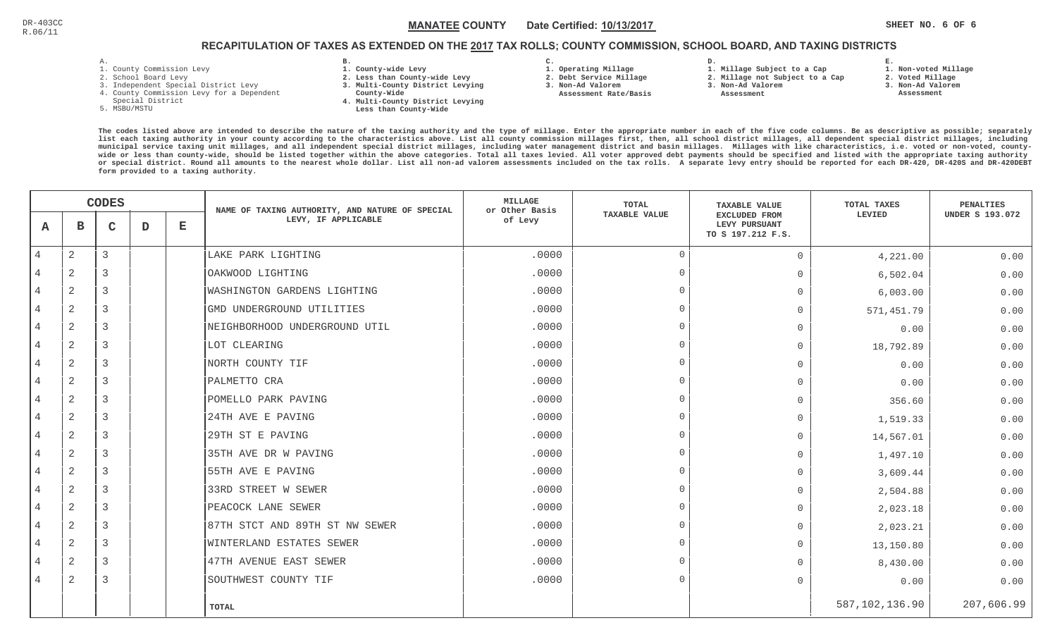DR-403CC
R.06/11

**MANATEE COUNTY** Date Certified: **10/13/2017**

## RECAPITULATION OF TAXES AS EXTENDED ON THE 2017 TAX ROLLS; COUNTY COMMISSION, SCHOOL BOARD, AND TAXING DISTRICTS

A.
1. County Commission Levy
2. School Board Levy
3. Independent Special District Levy
4. County Commission Levy for a Dependent Special District
5. MSBU/MSTU

B.
1. County-wide Levy
2. Less than County-wide Levy
3. Multi-County District Levying County-Wide
4. Multi-County District Levying Less than County-Wide

C.
1. Operating Millage
2. Debt Service Millage
3. Non-Ad Valorem Assessment Rate/Basis

D.
1. Millage Subject to a Cap
2. Millage not Subject to a Cap
3. Non-Ad Valorem Assessment

E.
1. Non-voted Millage
2. Voted Millage
3. Non-Ad Valorem Assessment

**The codes listed above are intended to describe the nature of the taxing authority and the type of millage. Enter the appropriate number in each of the five code columns. Be as descriptive as possible; separately list each taxing authority in your county according to the characteristics above. List all county commission millages first, then, all school district millages, all dependent special district millages, including municipal service taxing unit millages, and all independent special district millages, including water management district and basin millages. Millages with like characteristics, i.e. voted or non-voted, county-wide or less than county-wide, should be listed together within the above categories. Total all taxes levied. All voter approved debt payments should be specified and listed with the appropriate taxing authority or special district. Round all amounts to the nearest whole dollar. List all non-ad valorem assessments included on the tax rolls. A separate levy entry should be reported for each DR-420, DR-420S and DR-420DEBT form provided to a taxing authority.**

| CODES A | B | C | D | E | NAME OF TAXING AUTHORITY, AND NATURE OF SPECIAL LEVY, IF APPLICABLE | MILLAGE or Other Basis of Levy | TOTAL TAXABLE VALUE | TAXABLE VALUE EXCLUDED FROM LEVY PURSUANT TO S 197.212 F.S. | TOTAL TAXES LEVIED | PENALTIES UNDER S 193.072 |
|---|---|---|---|---|---|---|---|---|---|---|
| 4 | 2 | 3 | | | LAKE PARK LIGHTING | .0000 | 0 | 0 | 4,221.00 | 0.00 |
| 4 | 2 | 3 | | | OAKWOOD LIGHTING | .0000 | 0 | 0 | 6,502.04 | 0.00 |
| 4 | 2 | 3 | | | WASHINGTON GARDENS LIGHTING | .0000 | 0 | 0 | 6,003.00 | 0.00 |
| 4 | 2 | 3 | | | GMD UNDERGROUND UTILITIES | .0000 | 0 | 0 | 571,451.79 | 0.00 |
| 4 | 2 | 3 | | | NEIGHBORHOOD UNDERGROUND UTIL | .0000 | 0 | 0 | 0.00 | 0.00 |
| 4 | 2 | 3 | | | LOT CLEARING | .0000 | 0 | 0 | 18,792.89 | 0.00 |
| 4 | 2 | 3 | | | NORTH COUNTY TIF | .0000 | 0 | 0 | 0.00 | 0.00 |
| 4 | 2 | 3 | | | PALMETTO CRA | .0000 | 0 | 0 | 0.00 | 0.00 |
| 4 | 2 | 3 | | | POMELLO PARK PAVING | .0000 | 0 | 0 | 356.60 | 0.00 |
| 4 | 2 | 3 | | | 24TH AVE E PAVING | .0000 | 0 | 0 | 1,519.33 | 0.00 |
| 4 | 2 | 3 | | | 29TH ST E PAVING | .0000 | 0 | 0 | 14,567.01 | 0.00 |
| 4 | 2 | 3 | | | 35TH AVE DR W PAVING | .0000 | 0 | 0 | 1,497.10 | 0.00 |
| 4 | 2 | 3 | | | 55TH AVE E PAVING | .0000 | 0 | 0 | 3,609.44 | 0.00 |
| 4 | 2 | 3 | | | 33RD STREET W SEWER | .0000 | 0 | 0 | 2,504.88 | 0.00 |
| 4 | 2 | 3 | | | PEACOCK LANE SEWER | .0000 | 0 | 0 | 2,023.18 | 0.00 |
| 4 | 2 | 3 | | | 87TH STCT AND 89TH ST NW SEWER | .0000 | 0 | 0 | 2,023.21 | 0.00 |
| 4 | 2 | 3 | | | WINTERLAND ESTATES SEWER | .0000 | 0 | 0 | 13,150.80 | 0.00 |
| 4 | 2 | 3 | | | 47TH AVENUE EAST SEWER | .0000 | 0 | 0 | 8,430.00 | 0.00 |
| 4 | 2 | 3 | | | SOUTHWEST COUNTY TIF | .0000 | 0 | 0 | 0.00 | 0.00 |
| | | | | | **TOTAL** | | | | 587,102,136.90 | 207,606.99 |